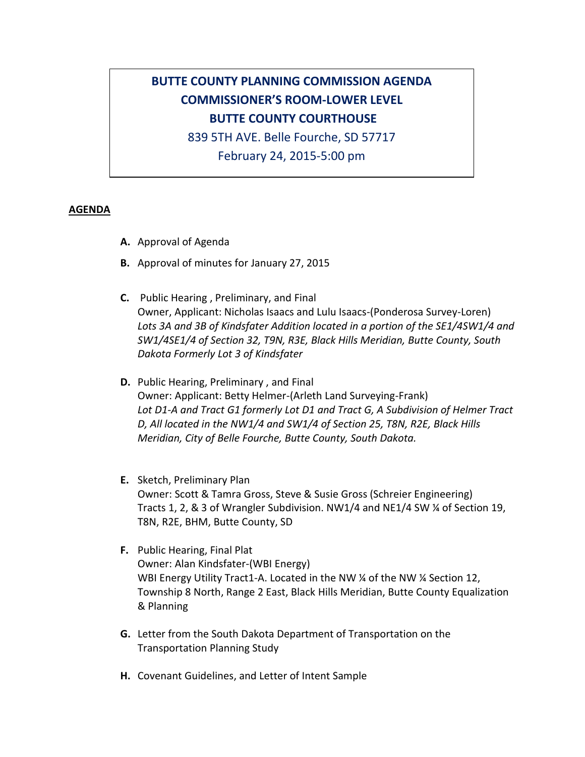# BUTTE COUNTY PLANNING COMMISSION AGENDA
## COMMISSIONER'S ROOM-LOWER LEVEL
## BUTTE COUNTY COURTHOUSE

839 5TH AVE. Belle Fourche, SD 57717

February 24, 2015-5:00 pm

**AGENDA**

**A.** Approval of Agenda

**B.** Approval of minutes for January 27, 2015

**C.** Public Hearing , Preliminary, and Final
Owner, Applicant: Nicholas Isaacs and Lulu Isaacs-(Ponderosa Survey-Loren)
*Lots 3A and 3B of Kindsfater Addition located in a portion of the SE1/4SW1/4 and SW1/4SE1/4 of Section 32, T9N, R3E, Black Hills Meridian, Butte County, South Dakota Formerly Lot 3 of Kindsfater*

**D.** Public Hearing, Preliminary , and Final
Owner: Applicant: Betty Helmer-(Arleth Land Surveying-Frank)
*Lot D1-A and Tract G1 formerly Lot D1 and Tract G, A Subdivision of Helmer Tract D, All located in the NW1/4 and SW1/4 of Section 25, T8N, R2E, Black Hills Meridian, City of Belle Fourche, Butte County, South Dakota.*

**E.** Sketch, Preliminary Plan
Owner: Scott & Tamra Gross, Steve & Susie Gross (Schreier Engineering)
Tracts 1, 2, & 3 of Wrangler Subdivision. NW1/4 and NE1/4 SW ¼ of Section 19, T8N, R2E, BHM, Butte County, SD

**F.** Public Hearing, Final Plat
Owner: Alan Kindsfater-(WBI Energy)
WBI Energy Utility Tract1-A. Located in the NW ¼ of the NW ¼ Section 12, Township 8 North, Range 2 East, Black Hills Meridian, Butte County Equalization & Planning

**G.** Letter from the South Dakota Department of Transportation on the Transportation Planning Study

**H.** Covenant Guidelines, and Letter of Intent Sample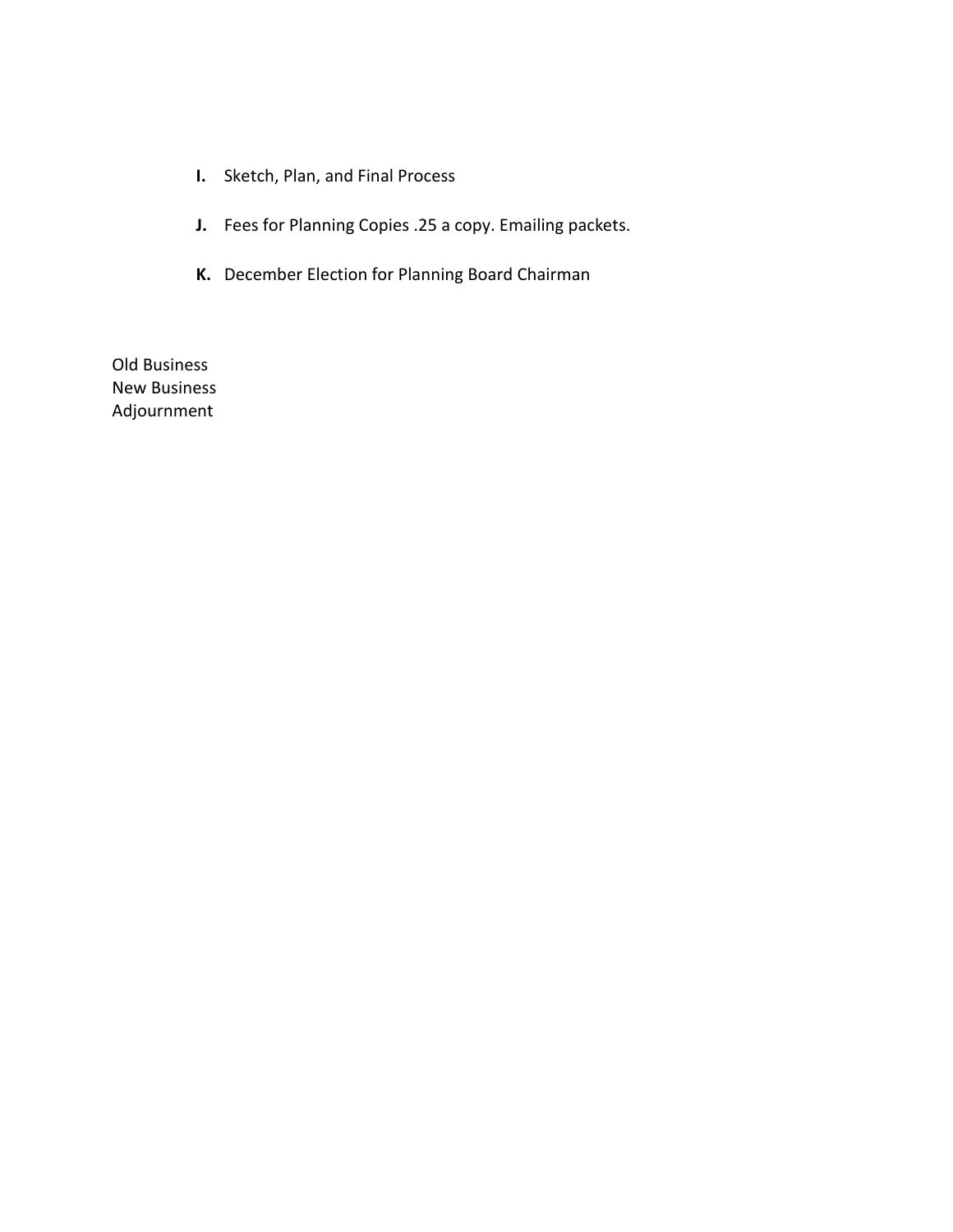**I.** Sketch, Plan, and Final Process

**J.** Fees for Planning Copies .25 a copy. Emailing packets.

**K.** December Election for Planning Board Chairman

Old Business
New Business
Adjournment